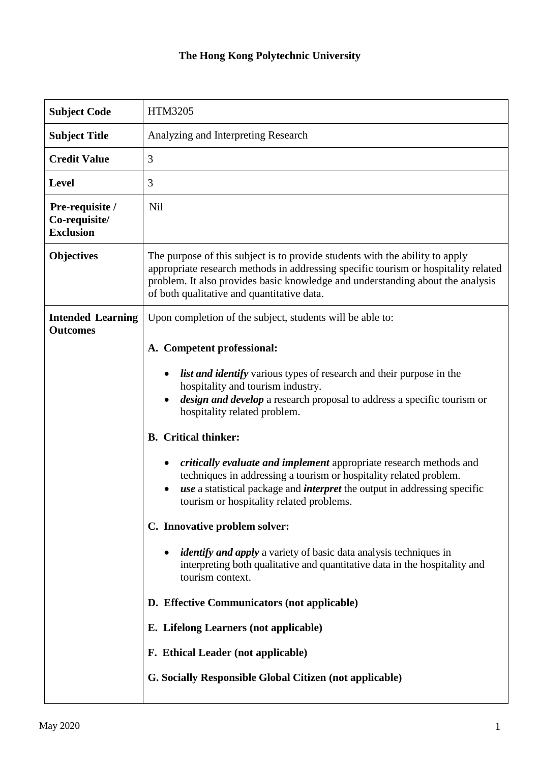# The Hong Kong Polytechnic University

| | |
|---|---|
| **Subject Code** | HTM3205 |
| **Subject Title** | Analyzing and Interpreting Research |
| **Credit Value** | 3 |
| **Level** | 3 |
| **Pre-requisite / Co-requisite/ Exclusion** | Nil |
| **Objectives** | The purpose of this subject is to provide students with the ability to apply appropriate research methods in addressing specific tourism or hospitality related problem. It also provides basic knowledge and understanding about the analysis of both qualitative and quantitative data. |
| **Intended Learning Outcomes** | Upon completion of the subject, students will be able to:<br><br>**A. Competent professional:**<br>• ***list and identify*** various types of research and their purpose in the hospitality and tourism industry.<br>• ***design and develop*** a research proposal to address a specific tourism or hospitality related problem.<br><br>**B. Critical thinker:**<br>• ***critically evaluate and implement*** appropriate research methods and techniques in addressing a tourism or hospitality related problem.<br>• ***use*** a statistical package and ***interpret*** the output in addressing specific tourism or hospitality related problems.<br><br>**C. Innovative problem solver:**<br>• ***identify and apply*** a variety of basic data analysis techniques in interpreting both qualitative and quantitative data in the hospitality and tourism context.<br><br>**D. Effective Communicators (not applicable)**<br><br>**E. Lifelong Learners (not applicable)**<br><br>**F. Ethical Leader (not applicable)**<br><br>**G. Socially Responsible Global Citizen (not applicable)** |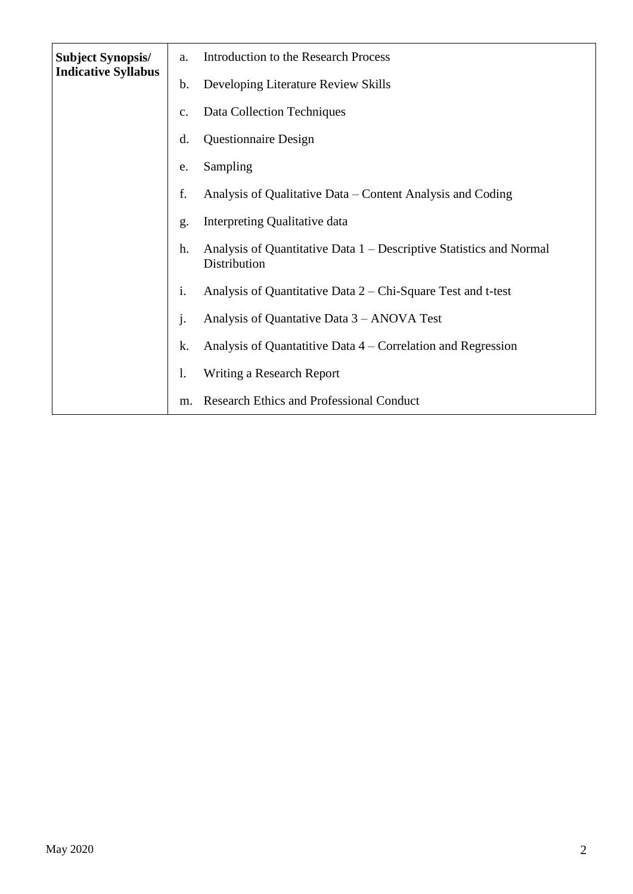| | |
|---|---|
| **Subject Synopsis/ Indicative Syllabus** | a. Introduction to the Research Process<br>b. Developing Literature Review Skills<br>c. Data Collection Techniques<br>d. Questionnaire Design<br>e. Sampling<br>f. Analysis of Qualitative Data – Content Analysis and Coding<br>g. Interpreting Qualitative data<br>h. Analysis of Quantitative Data 1 – Descriptive Statistics and Normal Distribution<br>i. Analysis of Quantitative Data 2 – Chi-Square Test and t-test<br>j. Analysis of Quantative Data 3 – ANOVA Test<br>k. Analysis of Quantatitive Data 4 – Correlation and Regression<br>l. Writing a Research Report<br>m. Research Ethics and Professional Conduct |

May 2020